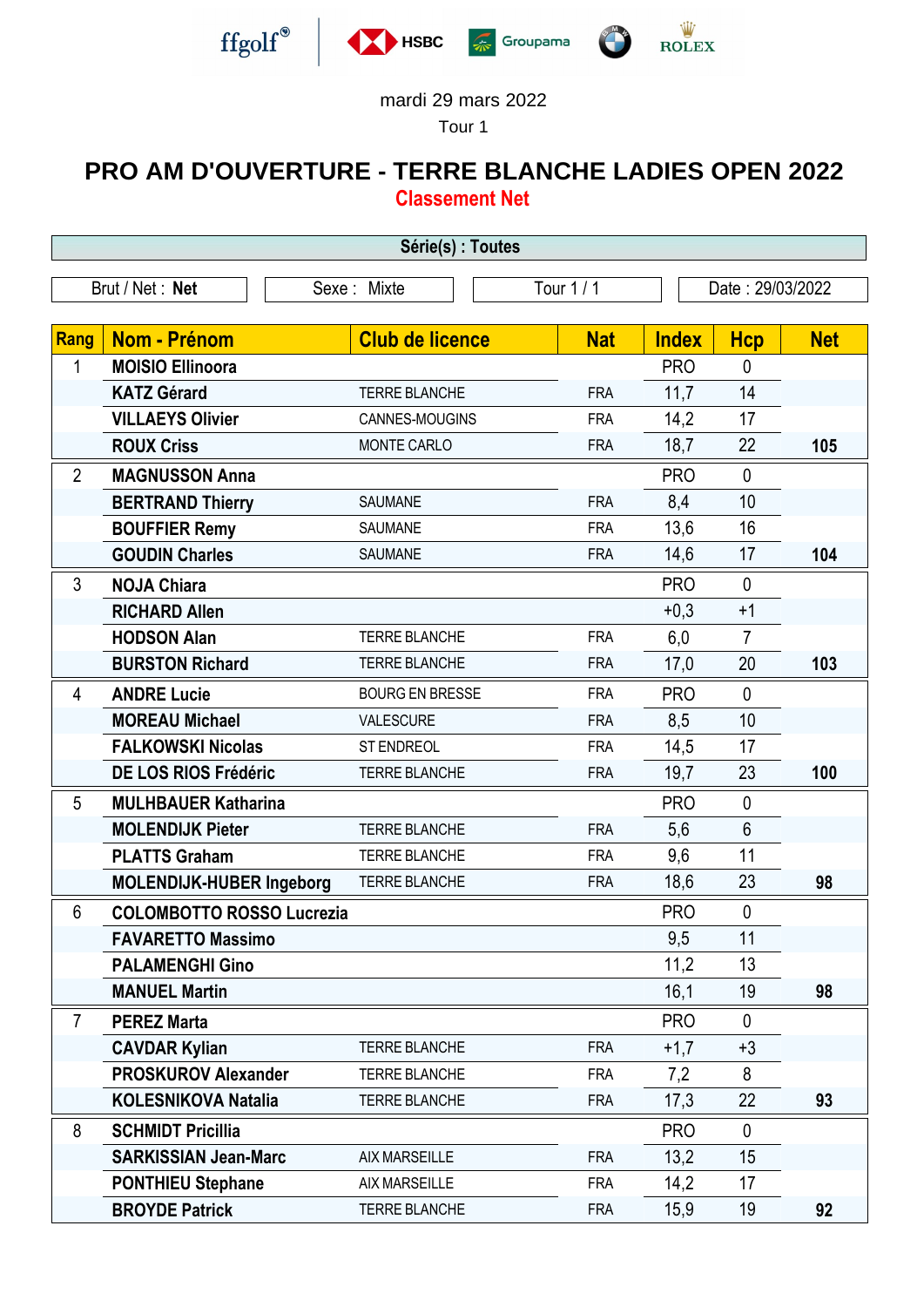ffgolf HSBC Groupama BMW ROLEX

mardi 29 mars 2022

Tour 1

# PRO AM D'OUVERTURE - TERRE BLANCHE LADIES OPEN 2022

## Classement Net

**Série(s) : Toutes**

| Brut / Net : **Net** | Sexe : Mixte | Tour 1 / 1 | Date : 29/03/2022 |
|---|---|---|---|

| Rang | Nom - Prénom | Club de licence | Nat | Index | Hcp | Net |
|---|---|---|---|---|---|---|
| 1 | **MOISIO Ellinoora** | | | PRO | 0 | |
| | **KATZ Gérard** | TERRE BLANCHE | FRA | 11,7 | 14 | |
| | **VILLAEYS Olivier** | CANNES-MOUGINS | FRA | 14,2 | 17 | |
| | **ROUX Criss** | MONTE CARLO | FRA | 18,7 | 22 | **105** |
| 2 | **MAGNUSSON Anna** | | | PRO | 0 | |
| | **BERTRAND Thierry** | SAUMANE | FRA | 8,4 | 10 | |
| | **BOUFFIER Remy** | SAUMANE | FRA | 13,6 | 16 | |
| | **GOUDIN Charles** | SAUMANE | FRA | 14,6 | 17 | **104** |
| 3 | **NOJA Chiara** | | | PRO | 0 | |
| | **RICHARD Allen** | | | +0,3 | +1 | |
| | **HODSON Alan** | TERRE BLANCHE | FRA | 6,0 | 7 | |
| | **BURSTON Richard** | TERRE BLANCHE | FRA | 17,0 | 20 | **103** |
| 4 | **ANDRE Lucie** | BOURG EN BRESSE | FRA | PRO | 0 | |
| | **MOREAU Michael** | VALESCURE | FRA | 8,5 | 10 | |
| | **FALKOWSKI Nicolas** | ST ENDREOL | FRA | 14,5 | 17 | |
| | **DE LOS RIOS Frédéric** | TERRE BLANCHE | FRA | 19,7 | 23 | **100** |
| 5 | **MULHBAUER Katharina** | | | PRO | 0 | |
| | **MOLENDIJK Pieter** | TERRE BLANCHE | FRA | 5,6 | 6 | |
| | **PLATTS Graham** | TERRE BLANCHE | FRA | 9,6 | 11 | |
| | **MOLENDIJK-HUBER Ingeborg** | TERRE BLANCHE | FRA | 18,6 | 23 | **98** |
| 6 | **COLOMBOTTO ROSSO Lucrezia** | | | PRO | 0 | |
| | **FAVARETTO Massimo** | | | 9,5 | 11 | |
| | **PALAMENGHI Gino** | | | 11,2 | 13 | |
| | **MANUEL Martin** | | | 16,1 | 19 | **98** |
| 7 | **PEREZ Marta** | | | PRO | 0 | |
| | **CAVDAR Kylian** | TERRE BLANCHE | FRA | +1,7 | +3 | |
| | **PROSKUROV Alexander** | TERRE BLANCHE | FRA | 7,2 | 8 | |
| | **KOLESNIKOVA Natalia** | TERRE BLANCHE | FRA | 17,3 | 22 | **93** |
| 8 | **SCHMIDT Pricillia** | | | PRO | 0 | |
| | **SARKISSIAN Jean-Marc** | AIX MARSEILLE | FRA | 13,2 | 15 | |
| | **PONTHIEU Stephane** | AIX MARSEILLE | FRA | 14,2 | 17 | |
| | **BROYDE Patrick** | TERRE BLANCHE | FRA | 15,9 | 19 | **92** |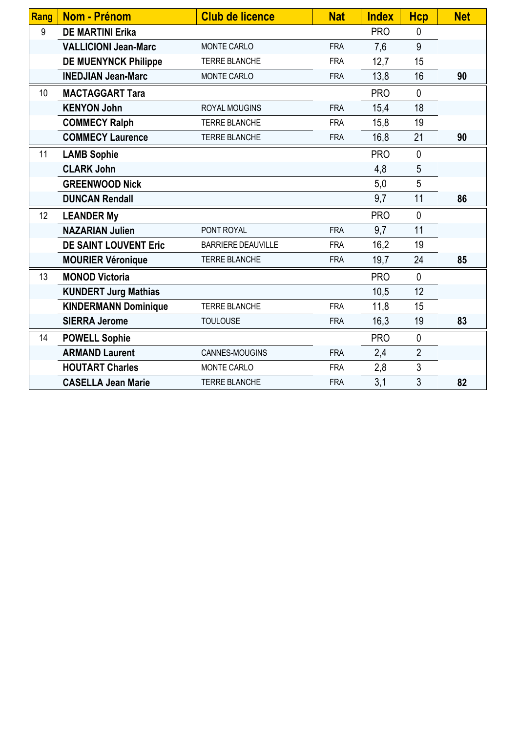| Rang | Nom - Prénom | Club de licence | Nat | Index | Hcp | Net |
|---|---|---|---|---|---|---|
| 9 | **DE MARTINI Erika** | | | PRO | 0 | |
| | **VALLICIONI Jean-Marc** | MONTE CARLO | FRA | 7,6 | 9 | |
| | **DE MUENYNCK Philippe** | TERRE BLANCHE | FRA | 12,7 | 15 | |
| | **INEDJIAN Jean-Marc** | MONTE CARLO | FRA | 13,8 | 16 | **90** |
| 10 | **MACTAGGART Tara** | | | PRO | 0 | |
| | **KENYON John** | ROYAL MOUGINS | FRA | 15,4 | 18 | |
| | **COMMECY Ralph** | TERRE BLANCHE | FRA | 15,8 | 19 | |
| | **COMMECY Laurence** | TERRE BLANCHE | FRA | 16,8 | 21 | **90** |
| 11 | **LAMB Sophie** | | | PRO | 0 | |
| | **CLARK John** | | | 4,8 | 5 | |
| | **GREENWOOD Nick** | | | 5,0 | 5 | |
| | **DUNCAN Rendall** | | | 9,7 | 11 | **86** |
| 12 | **LEANDER My** | | | PRO | 0 | |
| | **NAZARIAN Julien** | PONT ROYAL | FRA | 9,7 | 11 | |
| | **DE SAINT LOUVENT Eric** | BARRIERE DEAUVILLE | FRA | 16,2 | 19 | |
| | **MOURIER Véronique** | TERRE BLANCHE | FRA | 19,7 | 24 | **85** |
| 13 | **MONOD Victoria** | | | PRO | 0 | |
| | **KUNDERT Jurg Mathias** | | | 10,5 | 12 | |
| | **KINDERMANN Dominique** | TERRE BLANCHE | FRA | 11,8 | 15 | |
| | **SIERRA Jerome** | TOULOUSE | FRA | 16,3 | 19 | **83** |
| 14 | **POWELL Sophie** | | | PRO | 0 | |
| | **ARMAND Laurent** | CANNES-MOUGINS | FRA | 2,4 | 2 | |
| | **HOUTART Charles** | MONTE CARLO | FRA | 2,8 | 3 | |
| | **CASELLA Jean Marie** | TERRE BLANCHE | FRA | 3,1 | 3 | **82** |